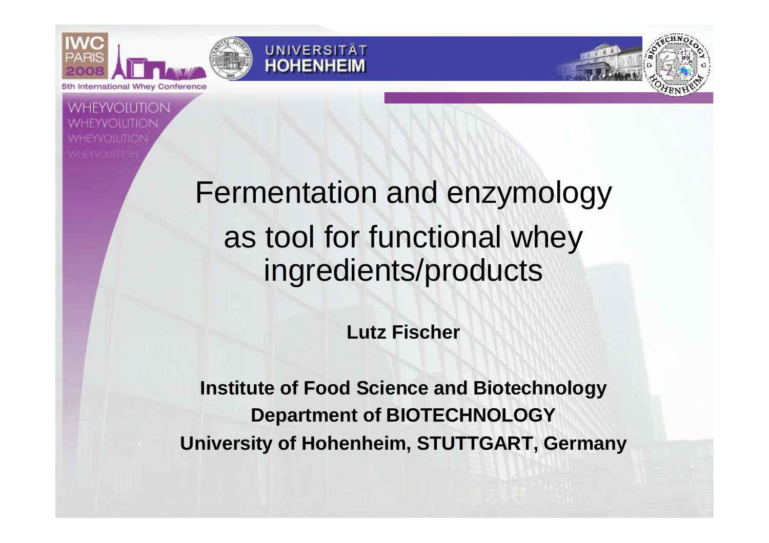# Fermentation and enzymology as tool for functional whey ingredients/products

**Lutz Fischer**

**Institute of Food Science and Biotechnology**
**Department of BIOTECHNOLOGY**
**University of Hohenheim, STUTTGART, Germany**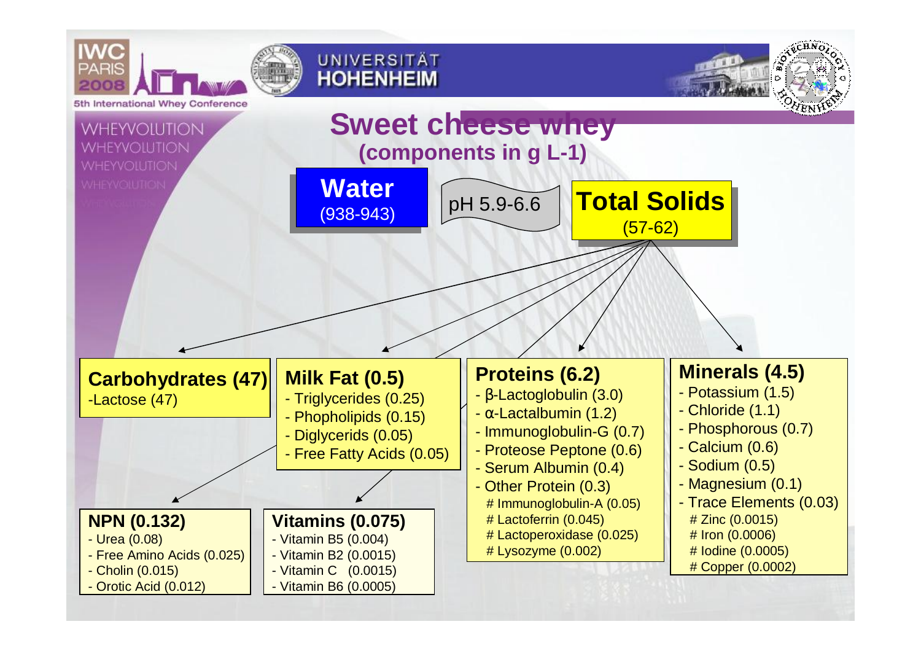# Sweet cheese whey

**(components in g L-1)**

**Water** (938-943)

pH 5.9-6.6

**Total Solids** (57-62)

**Carbohydrates (47)**
- Lactose (47)

**Milk Fat (0.5)**
- Triglycerides (0.25)
- Phopholipids (0.15)
- Diglycerids (0.05)
- Free Fatty Acids (0.05)

**Proteins (6.2)**
- β-Lactoglobulin (3.0)
- α-Lactalbumin (1.2)
- Immunoglobulin-G (0.7)
- Proteose Peptone (0.6)
- Serum Albumin (0.4)
- Other Protein (0.3)
  - # Immunoglobulin-A (0.05)
  - # Lactoferrin (0.045)
  - # Lactoperoxidase (0.025)
  - # Lysozyme (0.002)

**Minerals (4.5)**
- Potassium (1.5)
- Chloride (1.1)
- Phosphorous (0.7)
- Calcium (0.6)
- Sodium (0.5)
- Magnesium (0.1)
- Trace Elements (0.03)
  - # Zinc (0.0015)
  - # Iron (0.0006)
  - # Iodine (0.0005)
  - # Copper (0.0002)

**NPN (0.132)**
- Urea (0.08)
- Free Amino Acids (0.025)
- Cholin (0.015)
- Orotic Acid (0.012)

**Vitamins (0.075)**
- Vitamin B5 (0.004)
- Vitamin B2 (0.0015)
- Vitamin C (0.0015)
- Vitamin B6 (0.0005)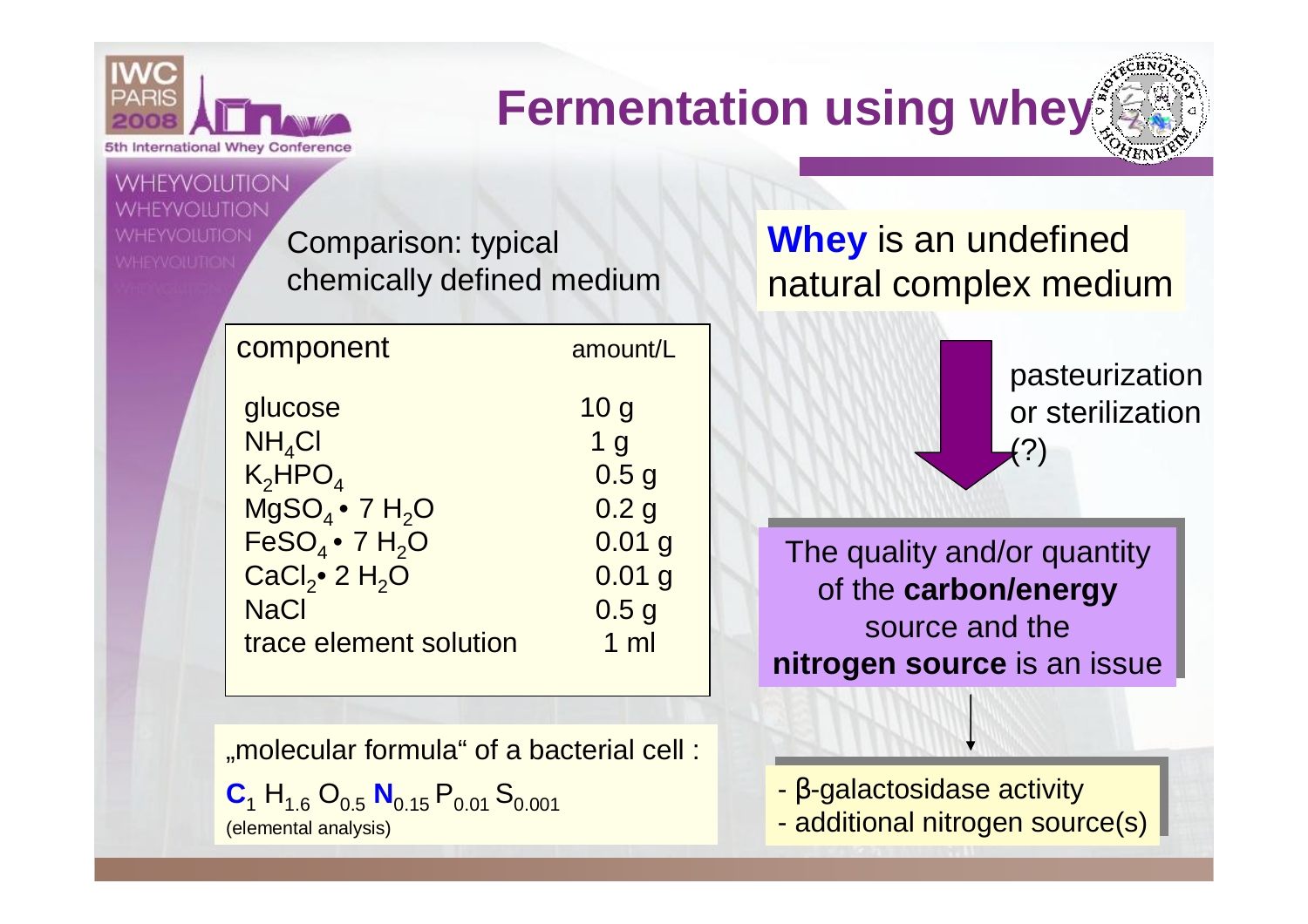# Fermentation using whey

Comparison: typical chemically defined medium

| component | amount/L |
| --- | --- |
| glucose | 10 g |
| $NH_4Cl$ | 1 g |
| $K_2HPO_4$ | 0.5 g |
| $MgSO_4 \cdot 7\ H_2O$ | 0.2 g |
| $FeSO_4 \cdot 7\ H_2O$ | 0.01 g |
| $CaCl_2 \cdot 2\ H_2O$ | 0.01 g |
| NaCl | 0.5 g |
| trace element solution | 1 ml |

„molecular formula" of a bacterial cell :

$\mathbf{C}_1\ H_{1.6}\ O_{0.5}\ \mathbf{N}_{0.15}\ P_{0.01}\ S_{0.001}$

(elemental analysis)

**Whey** is an undefined natural complex medium

pasteurization or sterilization (?)

The quality and/or quantity of the **carbon/energy** source and the **nitrogen source** is an issue

- β-galactosidase activity
- additional nitrogen source(s)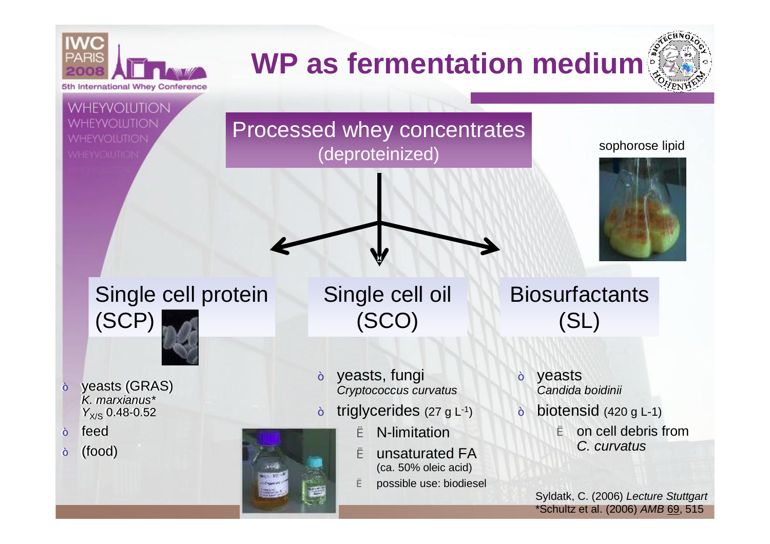# WP as fermentation medium

## Processed whey concentrates
(deproteinized)

sophorose lipid

### Single cell protein (SCP)

- yeasts (GRAS)
  *K. marxianus**
  $Y_{X/S}$ 0.48-0.52
- feed
- (food)

### Single cell oil (SCO)

- yeasts, fungi
  *Cryptococcus curvatus*
- triglycerides (27 g $L^{-1}$)
  - N-limitation
  - unsaturated FA
    (ca. 50% oleic acid)
  - possible use: biodiesel

### Biosurfactants (SL)

- yeasts
  *Candida boidinii*
- biotensid (420 g L-1)
  - on cell debris from *C. curvatus*

Syldatk, C. (2006) *Lecture Stuttgart*
*Schultz et al. (2006) *AMB* 69, 515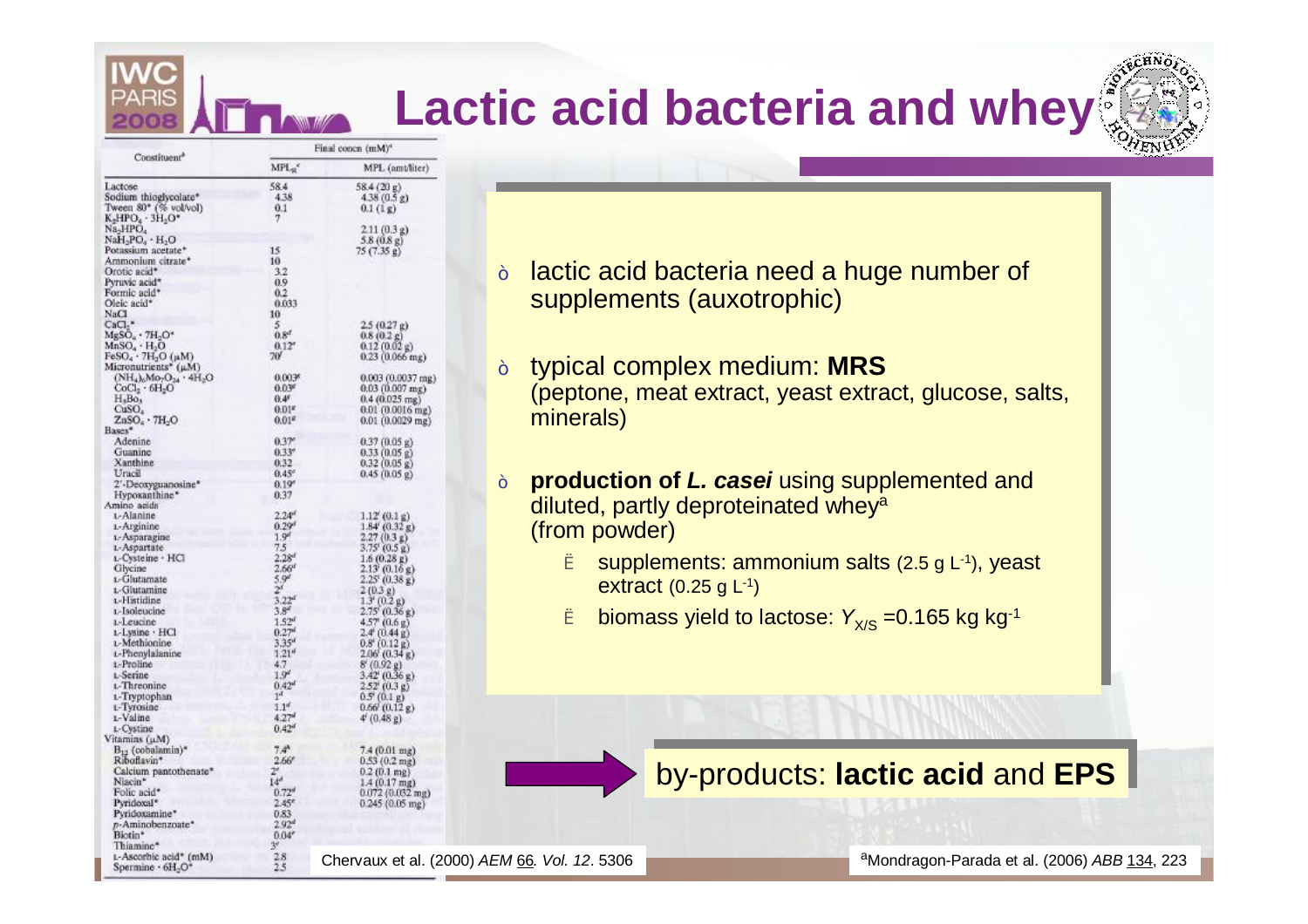# Lactic acid bacteria and whey

| Constituent[b] | Final concn (mM)[a] | |
|---|---|---|
| | $MPL_R$[c] | MPL (amt/liter) |
| Lactose | 58.4 | 58.4 (20 g) |
| Sodium thioglycolate* | 4.38 | 4.38 (0.5 g) |
| Tween 80* (% vol/vol) | 0.1 | 0.1 (1 g) |
| $K_2HPO_4 \cdot 3H_2O$* | 7 | |
| $Na_2HPO_4$ | | 2.11 (0.3 g) |
| $NaH_2PO_4 \cdot H_2O$ | | 5.8 (0.8 g) |
| Potassium acetate* | 15 | 75 (7.35 g) |
| Ammonium citrate* | 10 | |
| Orotic acid* | 3.2 | |
| Pyruvic acid* | 0.9 | |
| Formic acid* | 0.2 | |
| Oleic acid* | 0.033 | |
| NaCl | 10 | |
| $CaCl_2$* | 5 | 2.5 (0.27 g) |
| $MgSO_4 \cdot 7H_2O$* | 0.8[d] | 0.8 (0.2 g) |
| $MnSO_4 \cdot H_2O$ | 0.12[e] | 0.12 (0.02 g) |
| $FeSO_4 \cdot 7H_2O$ (µM) | 70[f] | 0.23 (0.066 mg) |
| Micronutrients* (µM) | | |
| $(NH_4)_6Mo_7O_{24} \cdot 4H_2O$ | 0.003[g] | 0.003 (0.0037 mg) |
| $CoCl_2 \cdot 6H_2O$ | 0.03[g] | 0.03 (0.007 mg) |
| $H_3BO_3$ | 0.4[g] | 0.4 (0.025 mg) |
| $CuSO_4$ | 0.01[g] | 0.01 (0.0016 mg) |
| $ZnSO_4 \cdot 7H_2O$ | 0.01[g] | 0.01 (0.0029 mg) |
| Bases* | | |
| Adenine | 0.37[e] | 0.37 (0.05 g) |
| Guanine | 0.33[e] | 0.33 (0.05 g) |
| Xanthine | 0.32 | 0.32 (0.05 g) |
| Uracil | 0.45[e] | 0.45 (0.05 g) |
| 2'-Deoxyguanosine* | 0.19[e] | |
| Hypoxanthine* | 0.37 | |
| Amino acids | | |
| L-Alanine | 2.24[d] | 1.12[f] (0.1 g) |
| L-Arginine | 0.29[d] | 1.84[f] (0.32 g) |
| L-Asparagine | 1.9[d] | 2.27 (0.3 g) |
| L-Aspartate | 7.5 | 3.75[f] (0.5 g) |
| L-Cysteine · HCl | 2.28[d] | 1.6 (0.28 g) |
| Glycine | 2.66[d] | 2.13[f] (0.16 g) |
| L-Glutamate | 5.9[d] | 2.25[f] (0.38 g) |
| L-Glutamine | 2[f] | 2 (0.3 g) |
| L-Histidine | 3.22[d] | 1.3[f] (0.2 g) |
| L-Isoleucine | 3.8[d] | 2.75[f] (0.36 g) |
| L-Leucine | 1.52[d] | 4.57[f] (0.6 g) |
| L-Lysine · HCl | 0.27[d] | 2.4[f] (0.44 g) |
| L-Methionine | 3.35[d] | 0.8[f] (0.12 g) |
| L-Phenylalanine | 1.21[d] | 2.06[f] (0.34 g) |
| L-Proline | 4.7 | 8[f] (0.92 g) |
| L-Serine | 1.9[d] | 3.42[f] (0.36 g) |
| L-Threonine | 0.42[d] | 2.52[f] (0.3 g) |
| L-Tryptophan | 1[d] | 0.5[f] (0.1 g) |
| L-Tyrosine | 1.1[d] | 0.66[f] (0.12 g) |
| L-Valine | 4.27[d] | 4[f] (0.48 g) |
| L-Cystine | 0.42[d] | |
| Vitamins (µM) | | |
| $B_{12}$ (cobalamin)* | 7.4[h] | 7.4 (0.01 mg) |
| Riboflavin* | 2.66[e] | 0.53 (0.2 mg) |
| Calcium pantothenate* | 2[e] | 0.2 (0.1 mg) |
| Niacin* | 14[d] | 1.4 (0.17 mg) |
| Folic acid* | 0.72[d] | 0.072 (0.032 mg) |
| Pyridoxal* | 2.45[e] | 0.245 (0.05 mg) |
| Pyridoxamine* | 0.83 | |
| p-Aminobenzoate* | 2.92[d] | |
| Biotin* | 0.04[e] | |
| Thiamine* | 3[e] | |
| L-Ascorbic acid* (mM) | 2.8 | |
| Spermine · $6H_2O$* | 2.5 | |

- lactic acid bacteria need a huge number of supplements (auxotrophic)
- typical complex medium: **MRS** (peptone, meat extract, yeast extract, glucose, salts, minerals)
- **production of *L. casei*** using supplemented and diluted, partly deproteinated whey[a] (from powder)
  - supplements: ammonium salts (2.5 g $L^{-1}$), yeast extract (0.25 g $L^{-1}$)
  - biomass yield to lactose: $Y_{X/S}$ = 0.165 kg $kg^{-1}$

by-products: **lactic acid** and **EPS**

Chervaux et al. (2000) *AEM* 66. *Vol. 12*. 5306

[a]Mondragon-Parada et al. (2006) *ABB* 134, 223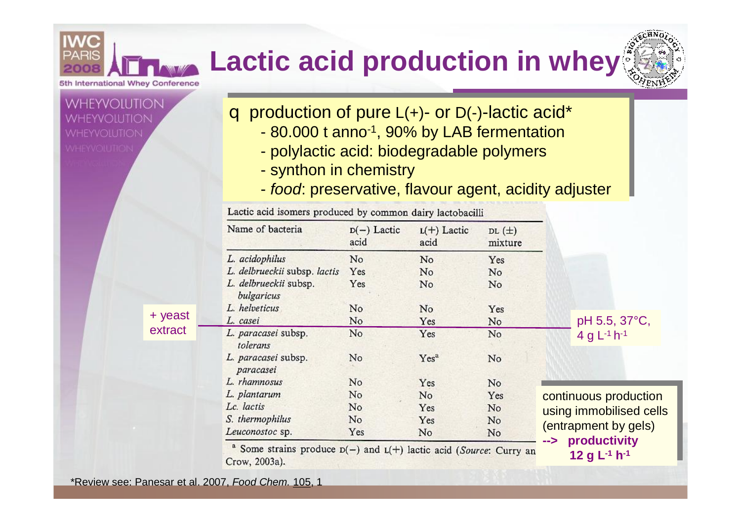# Lactic acid production in whey

- production of pure L(+)- or D(-)-lactic acid*
  - 80.000 t anno$^{-1}$, 90% by LAB fermentation
  - polylactic acid: biodegradable polymers
  - synthon in chemistry
  - *food*: preservative, flavour agent, acidity adjuster

Lactic acid isomers produced by common dairy lactobacilli

| Name of bacteria | D(−) Lactic acid | L(+) Lactic acid | DL (±) mixture |
|---|---|---|---|
| *L. acidophilus* | No | No | Yes |
| *L. delbrueckii* subsp. *lactis* | Yes | No | No |
| *L. delbrueckii* subsp. *bulgaricus* | Yes | No | No |
| *L. helveticus* | No | No | Yes |
| *L. casei* | No | Yes | No |
| *L. paracasei* subsp. *tolerans* | No | Yes | No |
| *L. paracasei* subsp. *paracasei* | No | Yes[a] | No |
| *L. rhamnosus* | No | Yes | No |
| *L. plantarum* | No | No | Yes |
| *Lc. lactis* | No | Yes | No |
| *S. thermophilus* | No | Yes | No |
| *Leuconostoc* sp. | Yes | No | No |

[a] Some strains produce D(−) and L(+) lactic acid (*Source*: Curry and Crow, 2003a).

*L. casei*: + yeast extract; pH 5.5, 37°C, 4 g L$^{-1}$ h$^{-1}$

continuous production using immobilised cells (entrapment by gels)
**--> productivity 12 g L$^{-1}$ h$^{-1}$**

*Review see: Panesar et al. 2007, *Food Chem.* 105, 1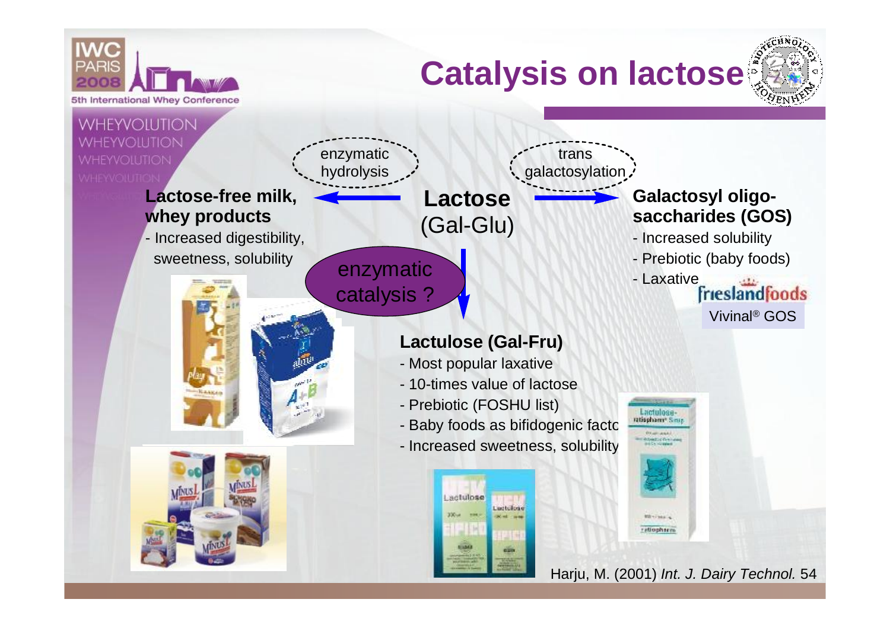# Catalysis on lactose

**Lactose** (Gal-Glu)

enzymatic hydrolysis →

**Lactose-free milk, whey products**

- Increased digestibility, sweetness, solubility

trans galactosylation →

**Galactosyl oligo-saccharides (GOS)**

- Increased solubility
- Prebiotic (baby foods)
- Laxative

frieslandfoods Vivinal® GOS

enzymatic catalysis ? →

**Lactulose (Gal-Fru)**

- Most popular laxative
- 10-times value of lactose
- Prebiotic (FOSHU list)
- Baby foods as bifidogenic facto
- Increased sweetness, solubility

Harju, M. (2001) *Int. J. Dairy Technol.* 54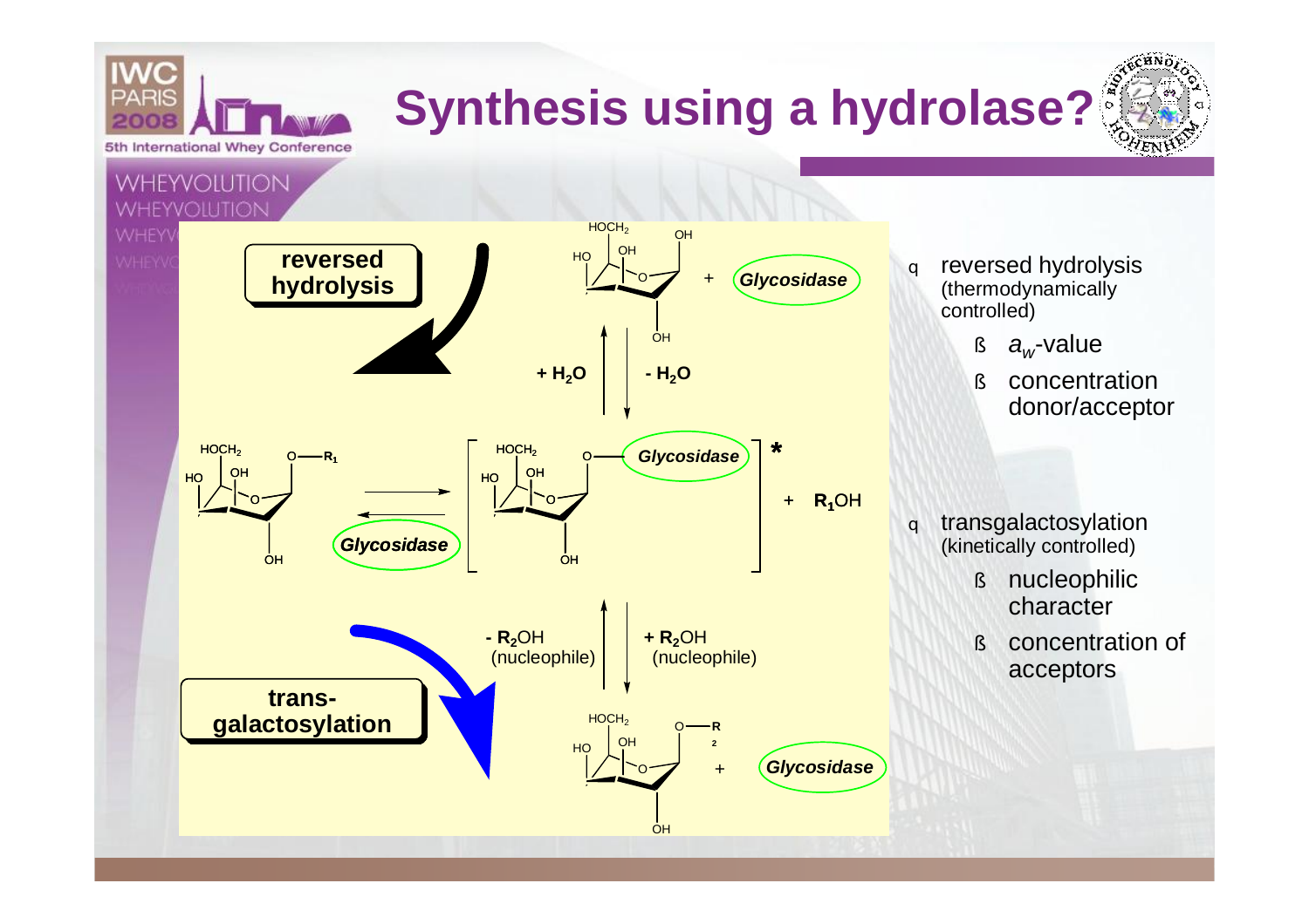# Synthesis using a hydrolase?

**reversed hydrolysis**

$+ H_2O$ / $- H_2O$

Glycosidase

$+ R_1OH$

**trans-galactosylation**

$- R_2OH$ (nucleophile) / $+ R_2OH$ (nucleophile)

- reversed hydrolysis (thermodynamically controlled)
  - $a_w$-value
  - concentration donor/acceptor
- transgalactosylation (kinetically controlled)
  - nucleophilic character
  - concentration of acceptors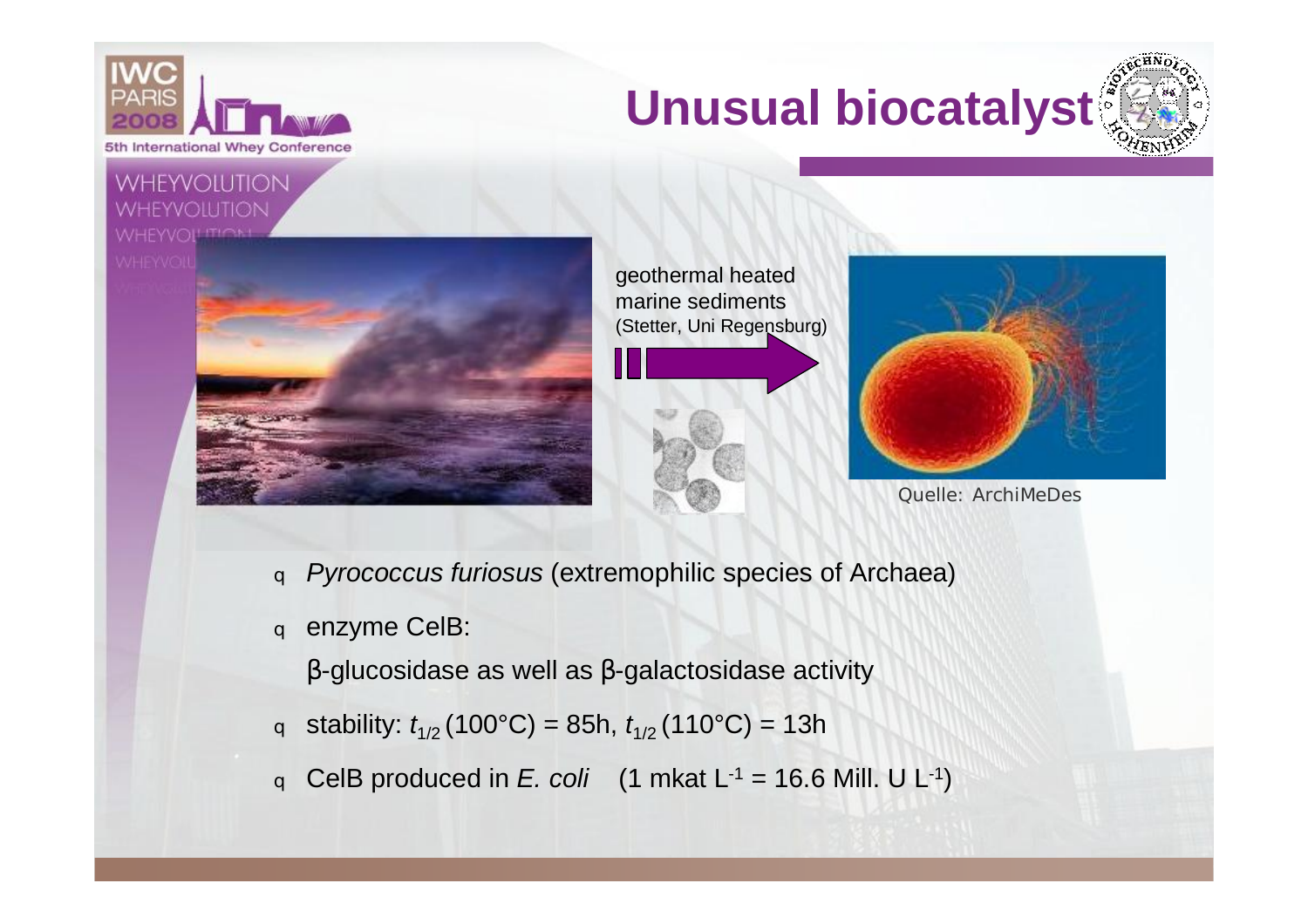# Unusual biocatalyst

geothermal heated marine sediments (Stetter, Uni Regensburg)

Quelle: ArchiMeDes

- *Pyrococcus furiosus* (extremophilic species of Archaea)
- enzyme CelB:

  β-glucosidase as well as β-galactosidase activity
- stability: $t_{1/2}$ (100°C) = 85h, $t_{1/2}$ (110°C) = 13h
- CelB produced in *E. coli* (1 mkat $L^{-1}$ = 16.6 Mill. U $L^{-1}$)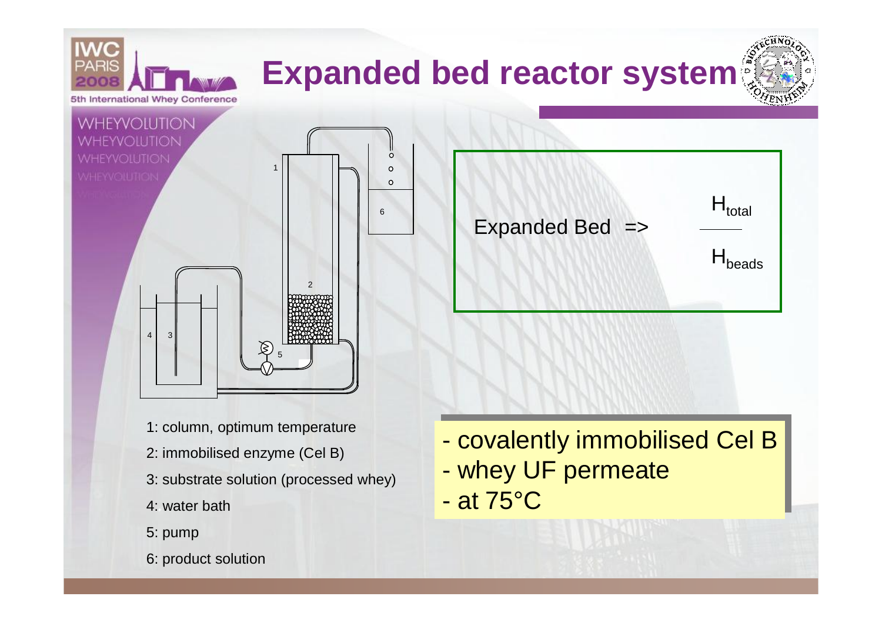# Expanded bed reactor system

1: column, optimum temperature

2: immobilised enzyme (Cel B)

3: substrate solution (processed whey)

4: water bath

5: pump

6: product solution

Expanded Bed => $\frac{H_{total}}{H_{beads}}$

- covalently immobilised Cel B
- whey UF permeate
- at 75°C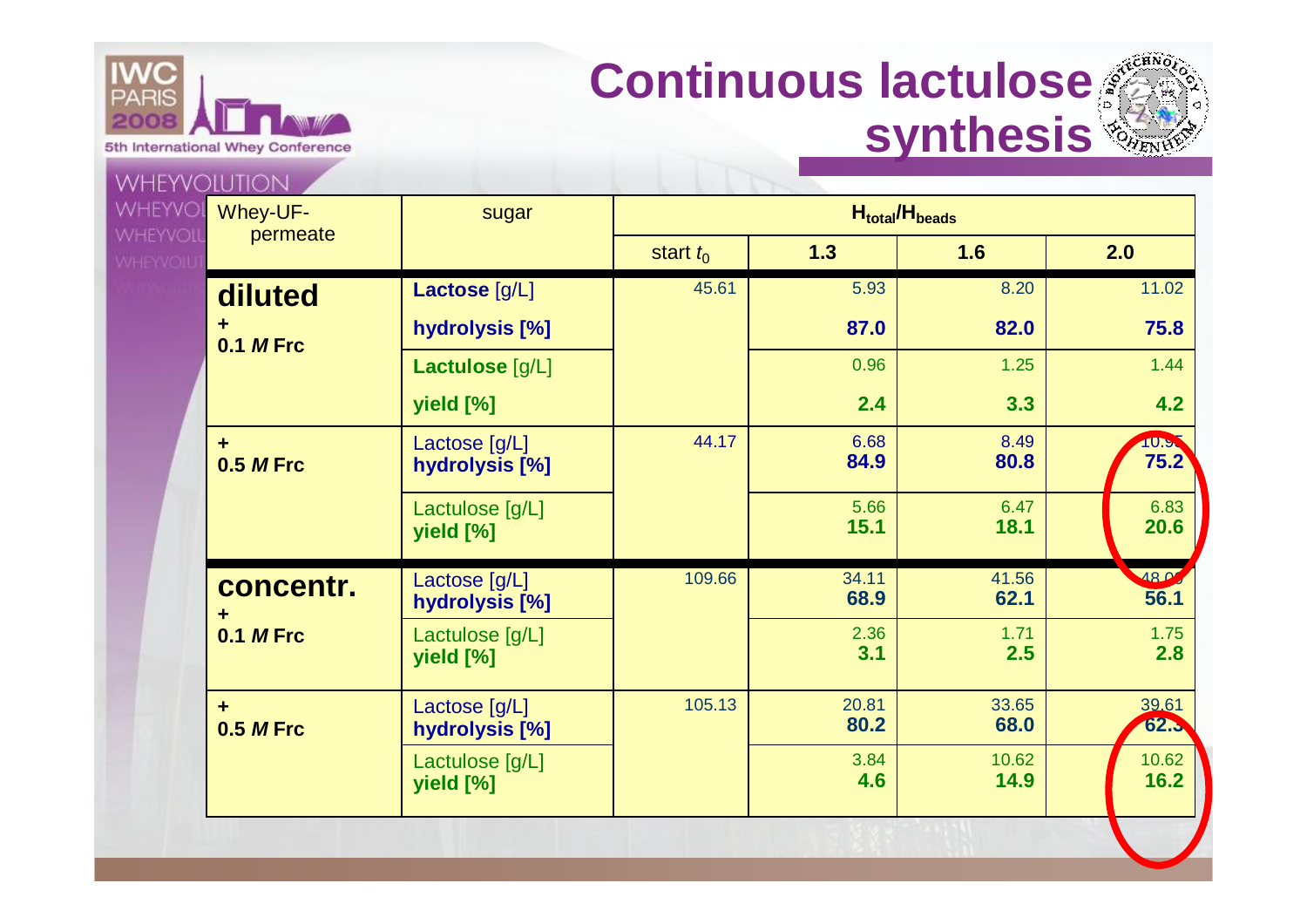# Continuous lactulose synthesis

| Whey-UF-permeate | sugar | $H_{total}/H_{beads}$ | | | |
|---|---|---|---|---|---|
| | | start $t_0$ | **1.3** | **1.6** | **2.0** |
| **diluted** + **0.1 *M* Frc** | **Lactose** [g/L] | 45.61 | 5.93 | 8.20 | 11.02 |
| | **hydrolysis [%]** | | **87.0** | **82.0** | **75.8** |
| | **Lactulose** [g/L] | | 0.96 | 1.25 | 1.44 |
| | **yield [%]** | | **2.4** | **3.3** | **4.2** |
| + **0.5 *M* Frc** | Lactose [g/L] | 44.17 | 6.68 | 8.49 | 10.95 |
| | **hydrolysis [%]** | | **84.9** | **80.8** | **75.2** |
| | Lactulose [g/L] | | 5.66 | 6.47 | 6.83 |
| | **yield [%]** | | **15.1** | **18.1** | **20.6** |
| **concentr.** + **0.1 *M* Frc** | Lactose [g/L] | 109.66 | 34.11 | 41.56 | 48.09 |
| | **hydrolysis [%]** | | **68.9** | **62.1** | **56.1** |
| | Lactulose [g/L] | | 2.36 | 1.71 | 1.75 |
| | **yield [%]** | | **3.1** | **2.5** | **2.8** |
| + **0.5 *M* Frc** | Lactose [g/L] | 105.13 | 20.81 | 33.65 | 39.61 |
| | **hydrolysis [%]** | | **80.2** | **68.0** | **62.3** |
| | Lactulose [g/L] | | 3.84 | 10.62 | 10.62 |
| | **yield [%]** | | **4.6** | **14.9** | **16.2** |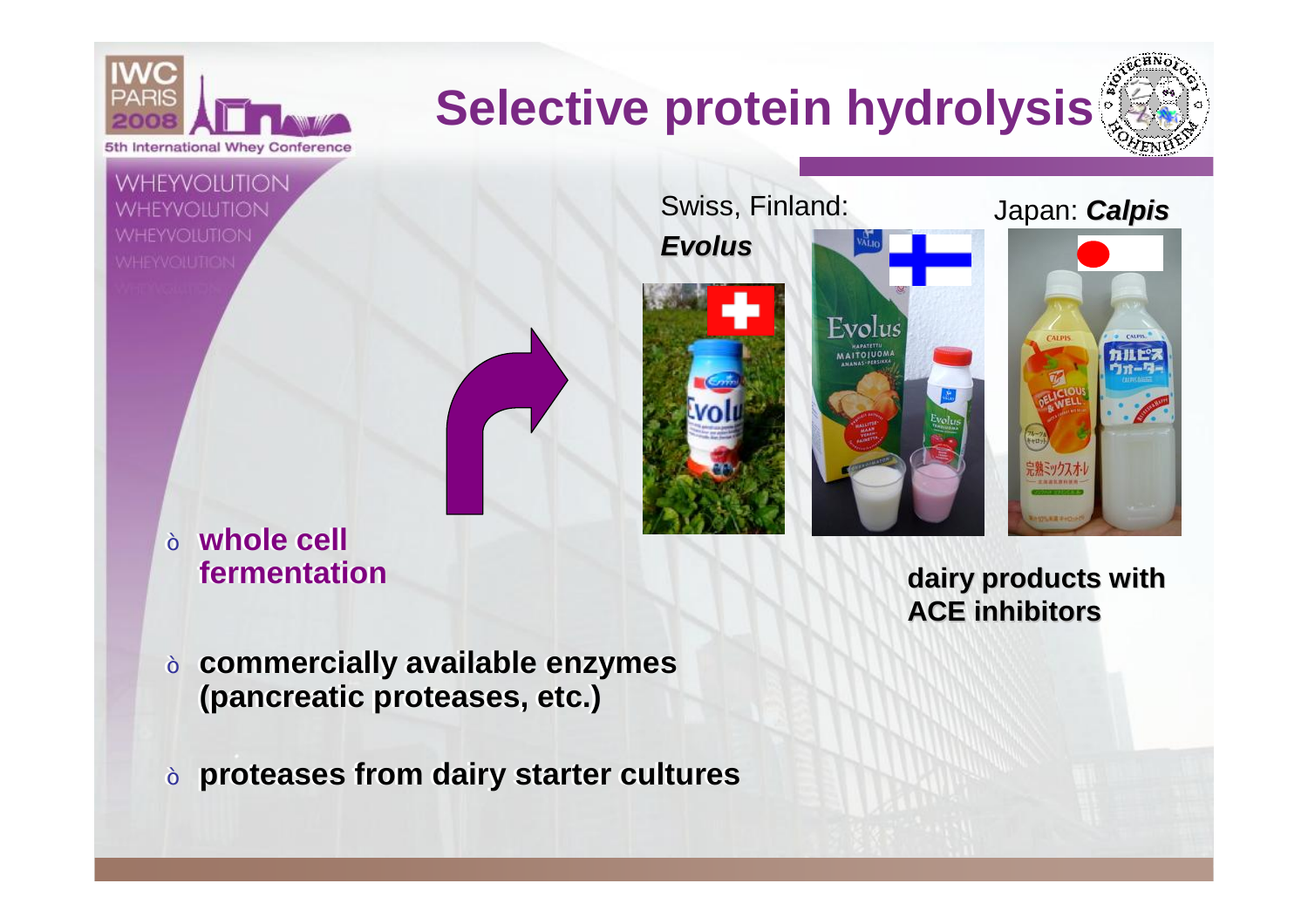# Selective protein hydrolysis

Swiss, Finland: ***Evolus***

Japan: ***Calpis***

- **whole cell fermentation**

**dairy products with ACE inhibitors**

- **commercially available enzymes (pancreatic proteases, etc.)**
- **proteases from dairy starter cultures**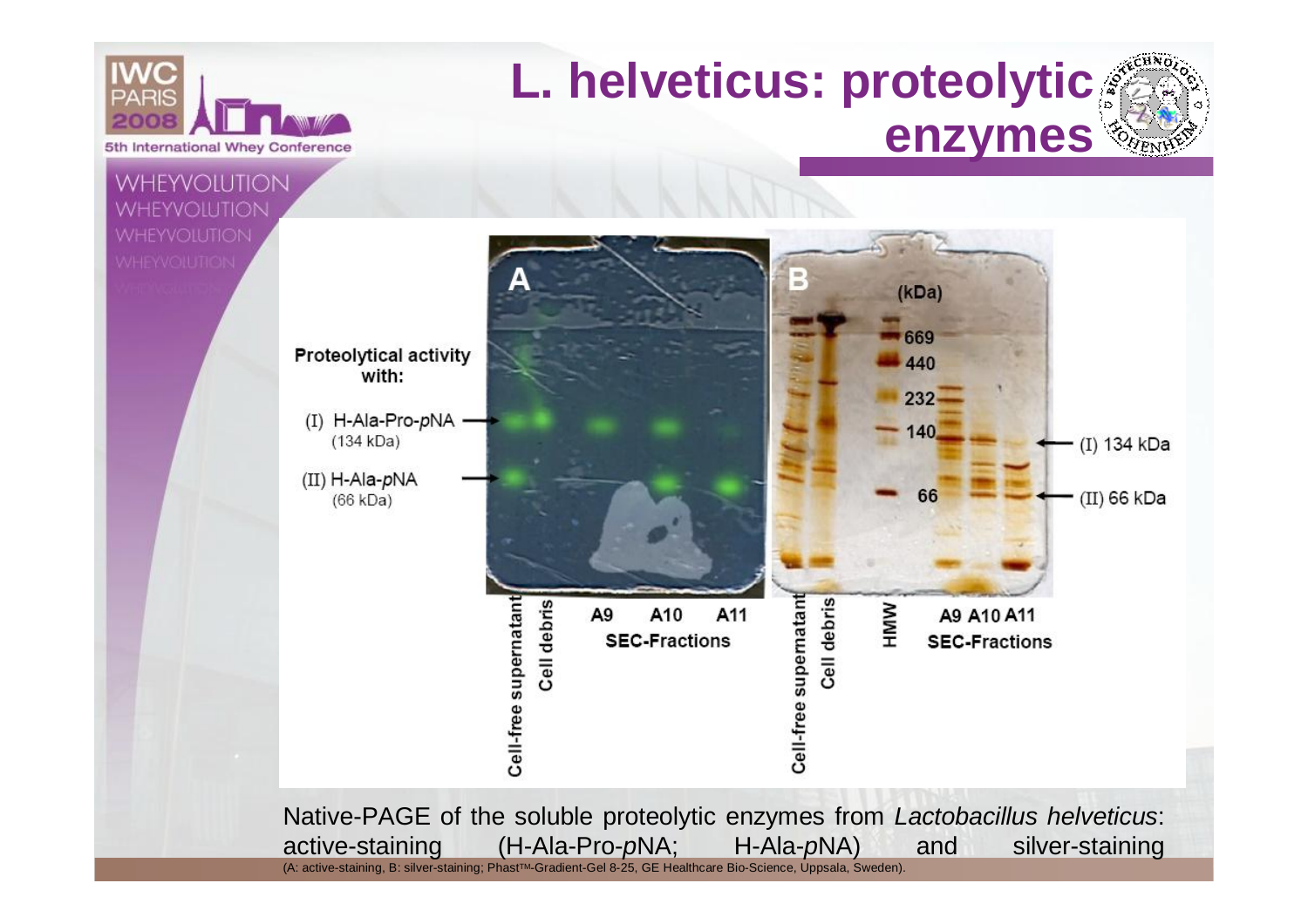# L. helveticus: proteolytic enzymes

Proteolytical activity with:

(I) H-Ala-Pro-*p*NA (134 kDa)

(II) H-Ala-*p*NA (66 kDa)

A

B

(kDa)

669

440

232

140

66

(I) 134 kDa

(II) 66 kDa

Cell-free supernatant | Cell debris | A9 | A10 | A11 | SEC-Fractions

Cell-free supernatant | Cell debris | HMW | A9 A10 A11 | SEC-Fractions

Native-PAGE of the soluble proteolytic enzymes from *Lactobacillus helveticus*: active-staining (H-Ala-Pro-*p*NA; H-Ala-*p*NA) and silver-staining

(A: active-staining, B: silver-staining; Phast™-Gradient-Gel 8-25, GE Healthcare Bio-Science, Uppsala, Sweden).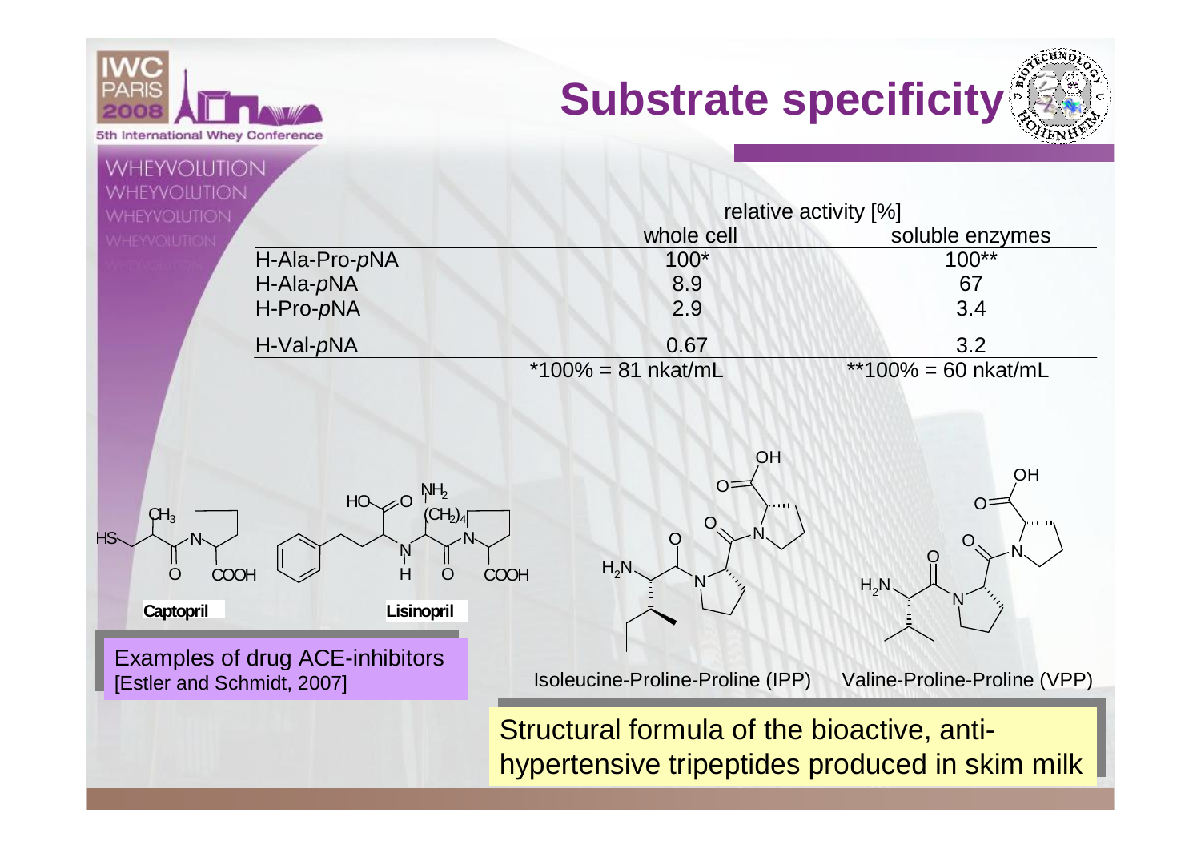# Substrate specificity

| | relative activity [%] | |
|---|---|---|
| | whole cell | soluble enzymes |
| H-Ala-Pro-*p*NA | 100* | 100** |
| H-Ala-*p*NA | 8.9 | 67 |
| H-Pro-*p*NA | 2.9 | 3.4 |
| H-Val-*p*NA | 0.67 | 3.2 |
| | *100% = 81 nkat/mL | **100% = 60 nkat/mL |

**Captopril** **Lisinopril**

Examples of drug ACE-inhibitors
[Estler and Schmidt, 2007]

Isoleucine-Proline-Proline (IPP) Valine-Proline-Proline (VPP)

Structural formula of the bioactive, anti-hypertensive tripeptides produced in skim milk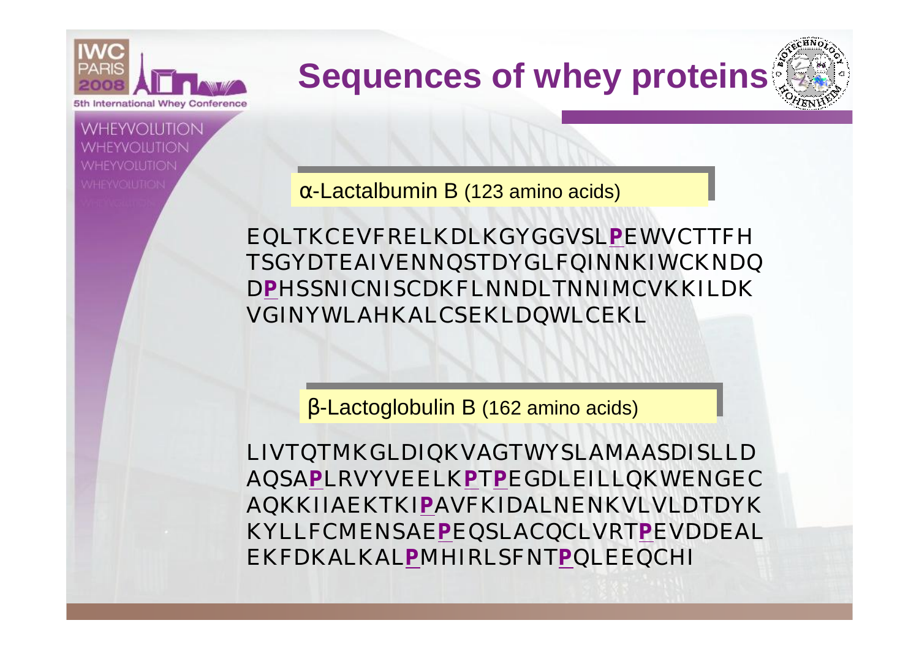# Sequences of whey proteins

α-Lactalbumin B (123 amino acids)

EQLTKCEVFRELKDLKGYGGVSL**P**EWVCTTFH
TSGYDTEAIVENNQSTDYGLFQINNKIWCKNDQ
D**P**HSSNICNISCDKFLNNDLTNNIMCVKKILDK
VGINYWLAHKALCSEKLDQWLCEKL

β-Lactoglobulin B (162 amino acids)

LIVTQTMKGLDIQKVAGTWYSLAMAASDISLLD
AQSA**P**LRVYVEELK**P**T**P**EGDLEILLQKWENGEC
AQKKIIAEKTKI**P**AVFKIDALNENKVLVLDTDYK
KYLLFCMENSAE**P**EQSLACQCLVRT**P**EVDDEAL
EKFDKALKAL**P**MHIRLSFNT**P**QLEEQCHI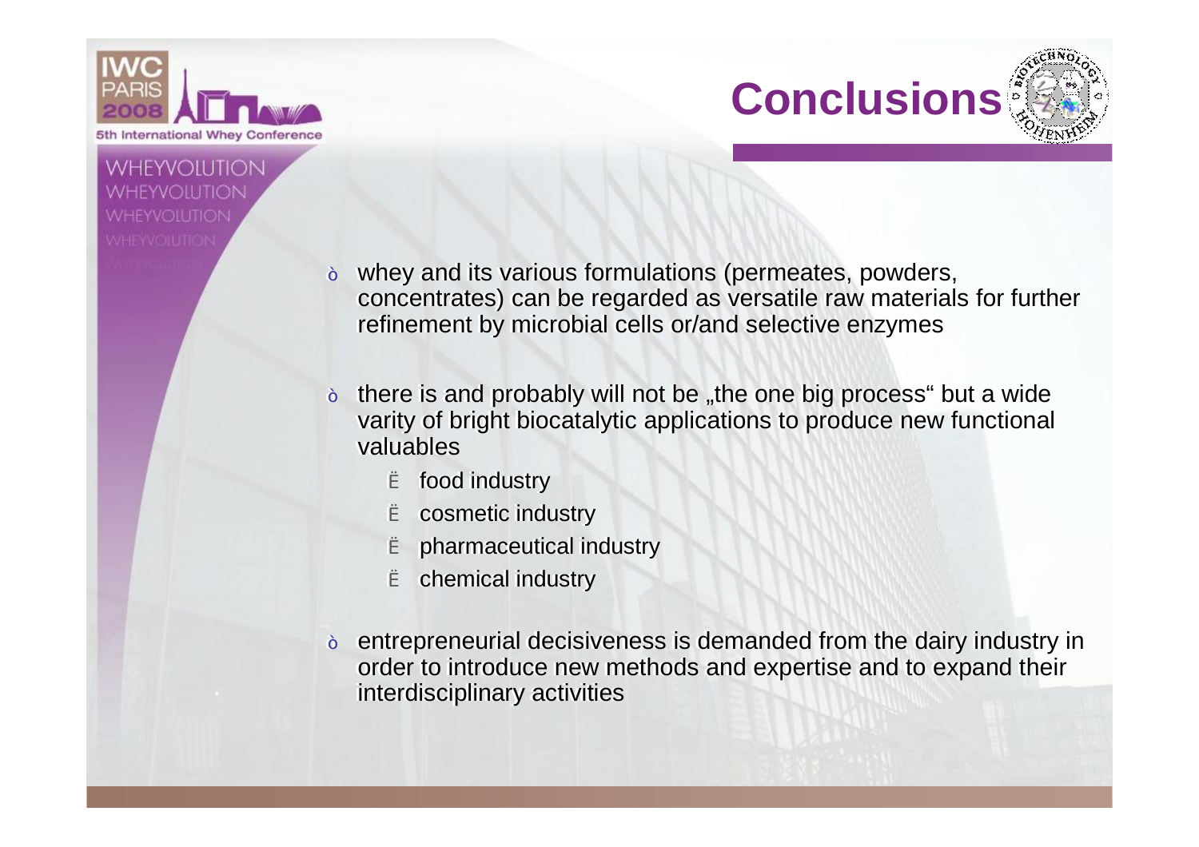# Conclusions

- whey and its various formulations (permeates, powders, concentrates) can be regarded as versatile raw materials for further refinement by microbial cells or/and selective enzymes

- there is and probably will not be „the one big process" but a wide varity of bright biocatalytic applications to produce new functional valuables
  - food industry
  - cosmetic industry
  - pharmaceutical industry
  - chemical industry

- entrepreneurial decisiveness is demanded from the dairy industry in order to introduce new methods and expertise and to expand their interdisciplinary activities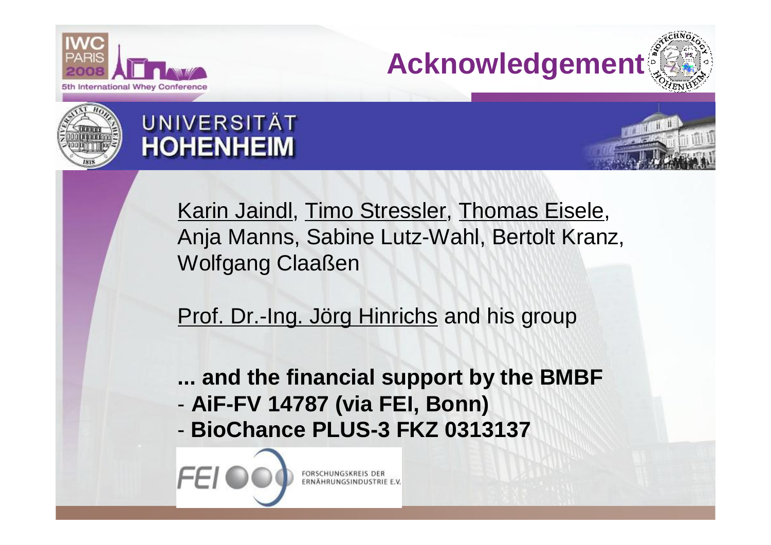# Acknowledgement

UNIVERSITÄT HOHENHEIM

Karin Jaindl, Timo Stressler, Thomas Eisele, Anja Manns, Sabine Lutz-Wahl, Bertolt Kranz, Wolfgang Claaßen

Prof. Dr.-Ing. Jörg Hinrichs and his group

**... and the financial support by the BMBF**

- **AiF-FV 14787 (via FEI, Bonn)**
- **BioChance PLUS-3 FKZ 0313137**

FEI FORSCHUNGSKREIS DER ERNÄHRUNGSINDUSTRIE E.V.